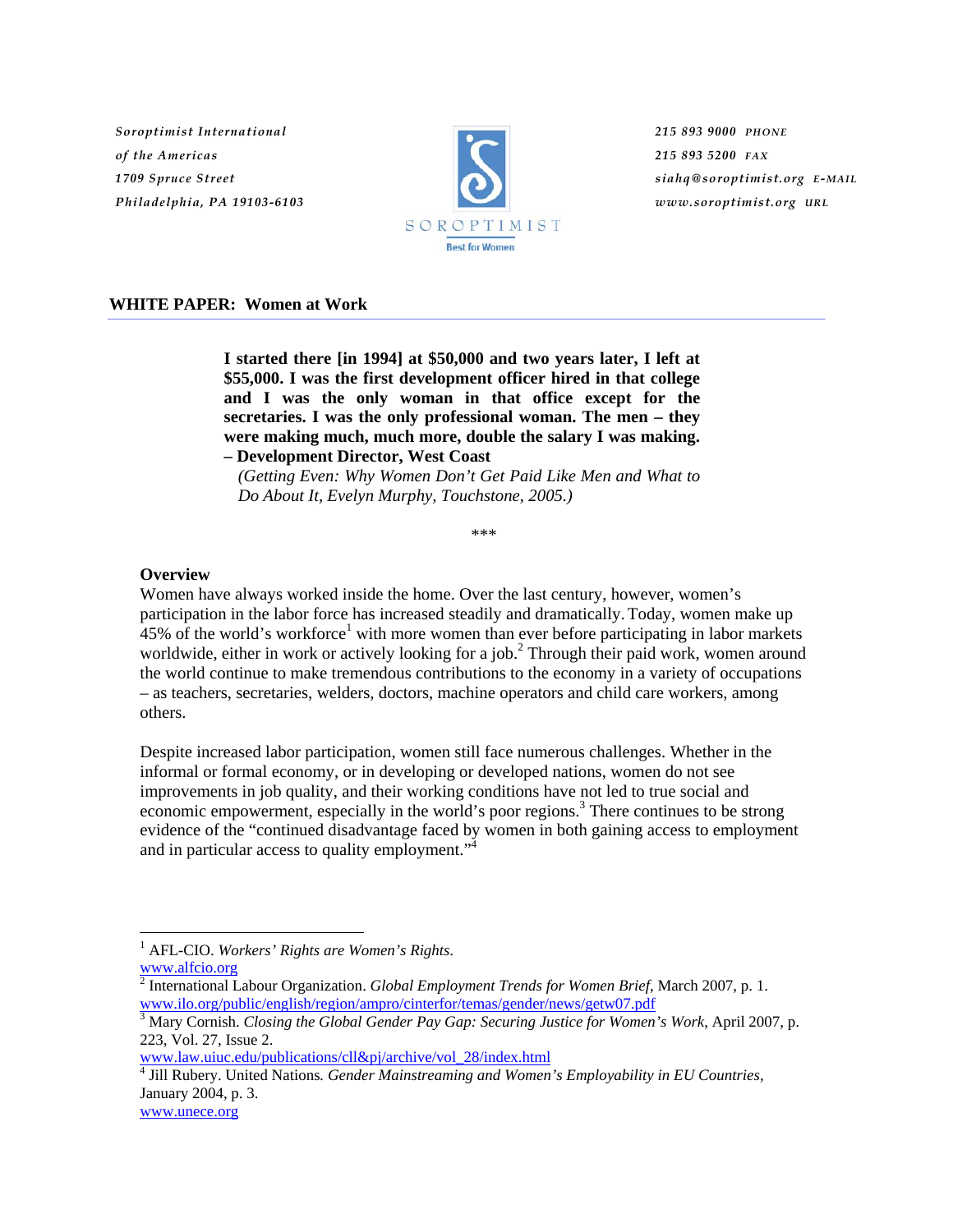Soroptimist International
of the Americas
1709 Spruce Street
Philadelphia, PA 19103-6103

SOROPTIMIST
Best for Women

215 893 9000 PHONE
215 893 5200 FAX
siahq@soroptimist.org E-MAIL
www.soroptimist.org URL

## WHITE PAPER: Women at Work

> **I started there [in 1994] at $50,000 and two years later, I left at $55,000. I was the first development officer hired in that college and I was the only woman in that office except for the secretaries. I was the only professional woman. The men – they were making much, much more, double the salary I was making.**
> **– Development Director, West Coast**
> *(Getting Even: Why Women Don't Get Paid Like Men and What to Do About It, Evelyn Murphy, Touchstone, 2005.)*

\*\*\*

### Overview

Women have always worked inside the home. Over the last century, however, women's participation in the labor force has increased steadily and dramatically. Today, women make up 45% of the world's workforce[1] with more women than ever before participating in labor markets worldwide, either in work or actively looking for a job.[2] Through their paid work, women around the world continue to make tremendous contributions to the economy in a variety of occupations – as teachers, secretaries, welders, doctors, machine operators and child care workers, among others.

Despite increased labor participation, women still face numerous challenges. Whether in the informal or formal economy, or in developing or developed nations, women do not see improvements in job quality, and their working conditions have not led to true social and economic empowerment, especially in the world's poor regions.[3] There continues to be strong evidence of the "continued disadvantage faced by women in both gaining access to employment and in particular access to quality employment."[4]

---

[1] AFL-CIO. *Workers' Rights are Women's Rights.* www.alfcio.org

[2] International Labour Organization. *Global Employment Trends for Women Brief,* March 2007, p. 1. www.ilo.org/public/english/region/ampro/cinterfor/temas/gender/news/getw07.pdf

[3] Mary Cornish. *Closing the Global Gender Pay Gap: Securing Justice for Women's Work,* April 2007, p. 223, Vol. 27, Issue 2. www.law.uiuc.edu/publications/cll&pj/archive/vol_28/index.html

[4] Jill Rubery. United Nations. *Gender Mainstreaming and Women's Employability in EU Countries,* January 2004, p. 3. www.unece.org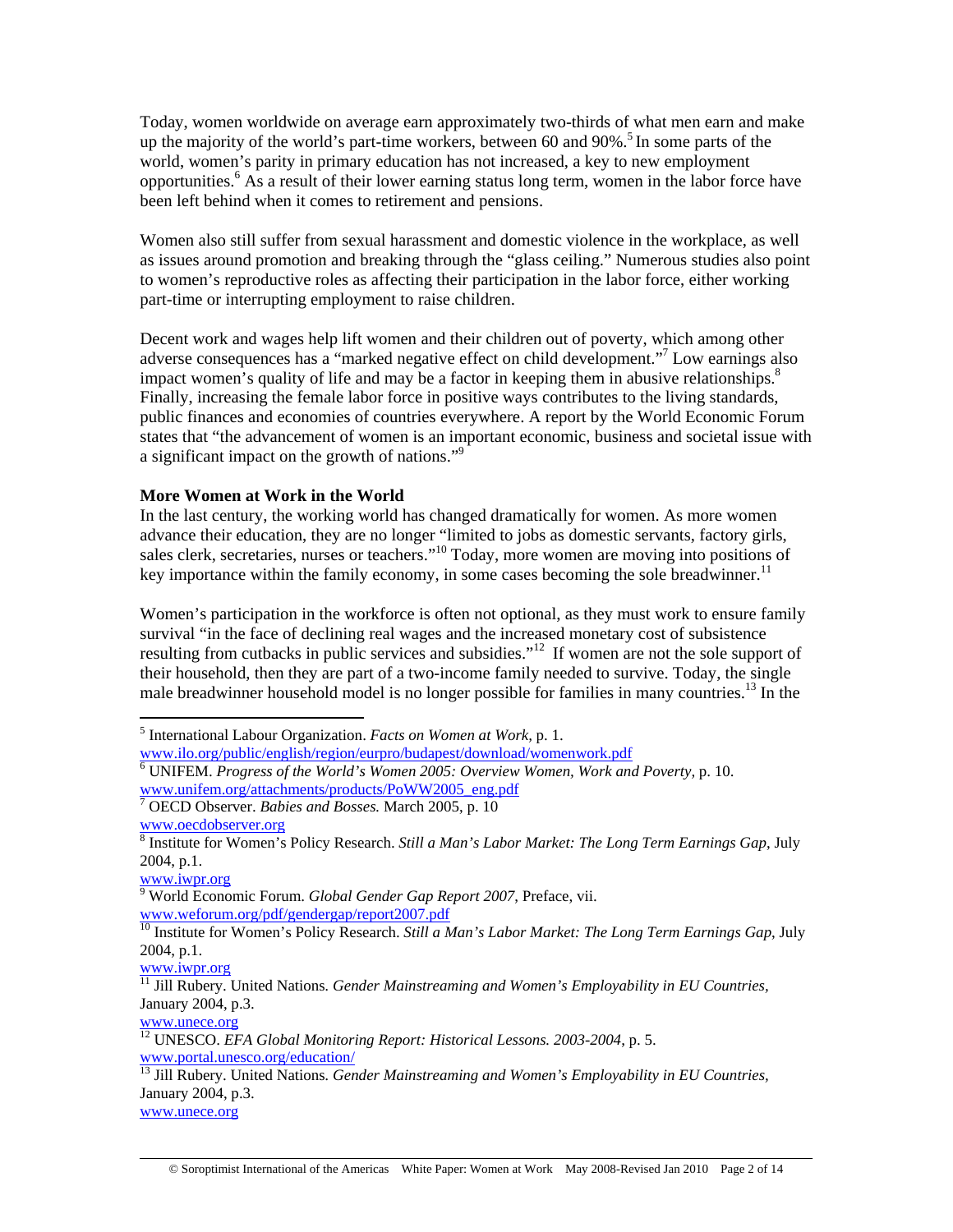Today, women worldwide on average earn approximately two-thirds of what men earn and make up the majority of the world's part-time workers, between 60 and 90%.[5] In some parts of the world, women's parity in primary education has not increased, a key to new employment opportunities.[6] As a result of their lower earning status long term, women in the labor force have been left behind when it comes to retirement and pensions.

Women also still suffer from sexual harassment and domestic violence in the workplace, as well as issues around promotion and breaking through the "glass ceiling." Numerous studies also point to women's reproductive roles as affecting their participation in the labor force, either working part-time or interrupting employment to raise children.

Decent work and wages help lift women and their children out of poverty, which among other adverse consequences has a "marked negative effect on child development."[7] Low earnings also impact women's quality of life and may be a factor in keeping them in abusive relationships.[8] Finally, increasing the female labor force in positive ways contributes to the living standards, public finances and economies of countries everywhere. A report by the World Economic Forum states that "the advancement of women is an important economic, business and societal issue with a significant impact on the growth of nations."[9]

**More Women at Work in the World**

In the last century, the working world has changed dramatically for women. As more women advance their education, they are no longer "limited to jobs as domestic servants, factory girls, sales clerk, secretaries, nurses or teachers."[10] Today, more women are moving into positions of key importance within the family economy, in some cases becoming the sole breadwinner.[11]

Women's participation in the workforce is often not optional, as they must work to ensure family survival "in the face of declining real wages and the increased monetary cost of subsistence resulting from cutbacks in public services and subsidies."[12] If women are not the sole support of their household, then they are part of a two-income family needed to survive. Today, the single male breadwinner household model is no longer possible for families in many countries.[13] In the

---

[5] International Labour Organization. *Facts on Women at Work*, p. 1.
www.ilo.org/public/english/region/eurpro/budapest/download/womenwork.pdf

[6] UNIFEM. *Progress of the World's Women 2005: Overview Women, Work and Poverty*, p. 10.
www.unifem.org/attachments/products/PoWW2005_eng.pdf

[7] OECD Observer. *Babies and Bosses.* March 2005, p. 10
www.oecdobserver.org

[8] Institute for Women's Policy Research. *Still a Man's Labor Market: The Long Term Earnings Gap*, July 2004, p.1.
www.iwpr.org

[9] World Economic Forum. *Global Gender Gap Report 2007*, Preface, vii.
www.weforum.org/pdf/gendergap/report2007.pdf

[10] Institute for Women's Policy Research. *Still a Man's Labor Market: The Long Term Earnings Gap*, July 2004, p.1.
www.iwpr.org

[11] Jill Rubery. United Nations. *Gender Mainstreaming and Women's Employability in EU Countries*, January 2004, p.3.
www.unece.org

[12] UNESCO. *EFA Global Monitoring Report: Historical Lessons. 2003-2004*, p. 5.
www.portal.unesco.org/education/

[13] Jill Rubery. United Nations. *Gender Mainstreaming and Women's Employability in EU Countries*, January 2004, p.3.
www.unece.org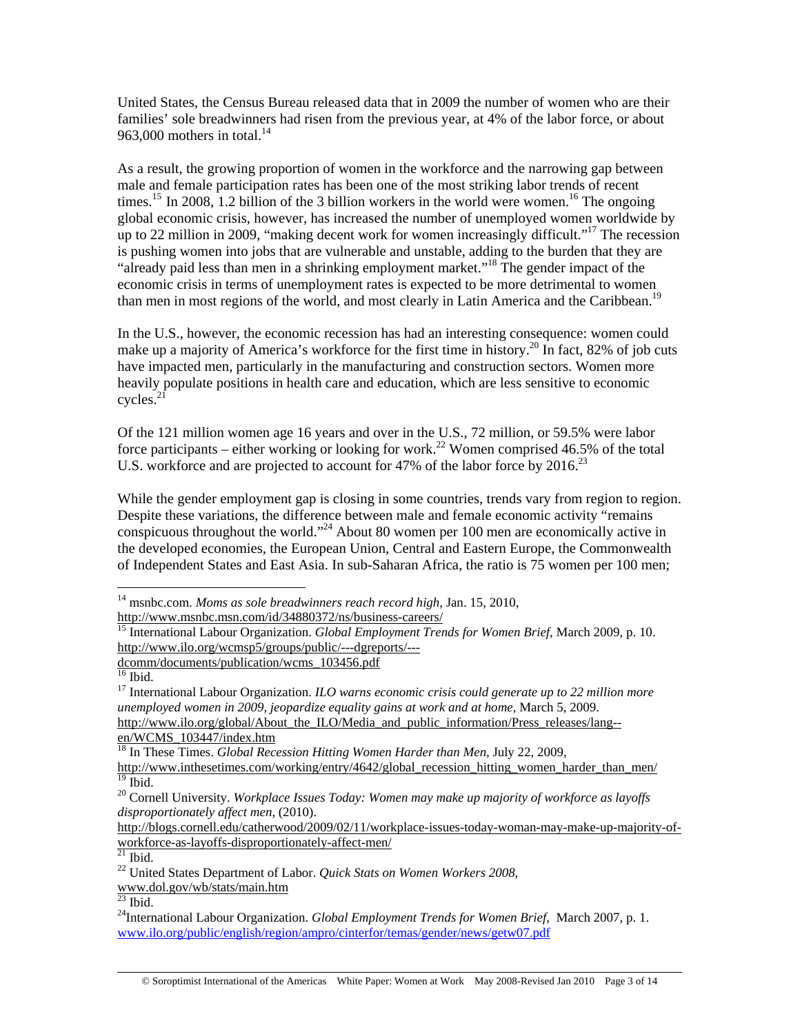United States, the Census Bureau released data that in 2009 the number of women who are their families' sole breadwinners had risen from the previous year, at 4% of the labor force, or about 963,000 mothers in total.[14]

As a result, the growing proportion of women in the workforce and the narrowing gap between male and female participation rates has been one of the most striking labor trends of recent times.[15] In 2008, 1.2 billion of the 3 billion workers in the world were women.[16] The ongoing global economic crisis, however, has increased the number of unemployed women worldwide by up to 22 million in 2009, "making decent work for women increasingly difficult."[17] The recession is pushing women into jobs that are vulnerable and unstable, adding to the burden that they are "already paid less than men in a shrinking employment market."[18] The gender impact of the economic crisis in terms of unemployment rates is expected to be more detrimental to women than men in most regions of the world, and most clearly in Latin America and the Caribbean.[19]

In the U.S., however, the economic recession has had an interesting consequence: women could make up a majority of America's workforce for the first time in history.[20] In fact, 82% of job cuts have impacted men, particularly in the manufacturing and construction sectors. Women more heavily populate positions in health care and education, which are less sensitive to economic cycles.[21]

Of the 121 million women age 16 years and over in the U.S., 72 million, or 59.5% were labor force participants – either working or looking for work.[22] Women comprised 46.5% of the total U.S. workforce and are projected to account for 47% of the labor force by 2016.[23]

While the gender employment gap is closing in some countries, trends vary from region to region. Despite these variations, the difference between male and female economic activity "remains conspicuous throughout the world."[24] About 80 women per 100 men are economically active in the developed economies, the European Union, Central and Eastern Europe, the Commonwealth of Independent States and East Asia. In sub-Saharan Africa, the ratio is 75 women per 100 men;

---

[14] msnbc.com. *Moms as sole breadwinners reach record high*, Jan. 15, 2010, http://www.msnbc.msn.com/id/34880372/ns/business-careers/

[15] International Labour Organization. *Global Employment Trends for Women Brief*, March 2009, p. 10. http://www.ilo.org/wcmsp5/groups/public/---dgreports/---dcomm/documents/publication/wcms_103456.pdf

[16] Ibid.

[17] International Labour Organization. *ILO warns economic crisis could generate up to 22 million more unemployed women in 2009, jeopardize equality gains at work and at home*, March 5, 2009. http://www.ilo.org/global/About_the_ILO/Media_and_public_information/Press_releases/lang--en/WCMS_103447/index.htm

[18] In These Times. *Global Recession Hitting Women Harder than Men*, July 22, 2009, http://www.inthesetimes.com/working/entry/4642/global_recession_hitting_women_harder_than_men/

[19] Ibid.

[20] Cornell University. *Workplace Issues Today: Women may make up majority of workforce as layoffs disproportionately affect men*, (2010). http://blogs.cornell.edu/catherwood/2009/02/11/workplace-issues-today-woman-may-make-up-majority-of-workforce-as-layoffs-disproportionately-affect-men/

[21] Ibid.

[22] United States Department of Labor. *Quick Stats on Women Workers 2008*, www.dol.gov/wb/stats/main.htm

[23] Ibid.

[24] International Labour Organization. *Global Employment Trends for Women Brief*, March 2007, p. 1. www.ilo.org/public/english/region/ampro/cinterfor/temas/gender/news/getw07.pdf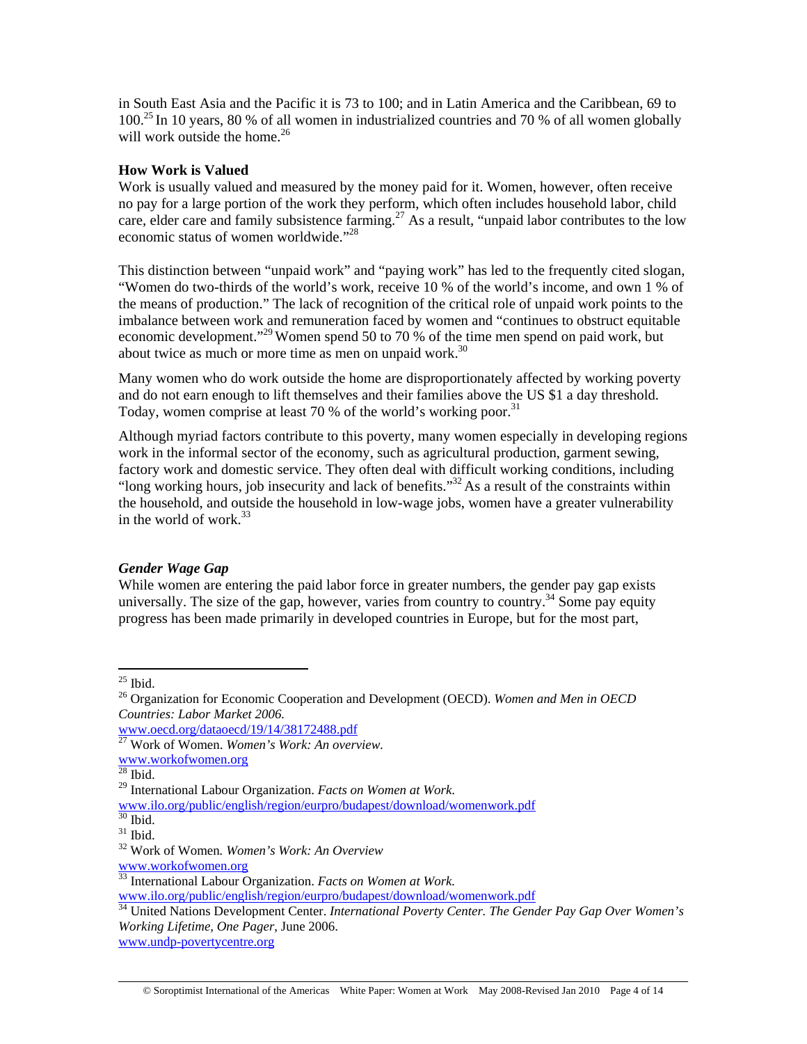in South East Asia and the Pacific it is 73 to 100; and in Latin America and the Caribbean, 69 to 100.[25] In 10 years, 80 % of all women in industrialized countries and 70 % of all women globally will work outside the home.[26]

**How Work is Valued**

Work is usually valued and measured by the money paid for it. Women, however, often receive no pay for a large portion of the work they perform, which often includes household labor, child care, elder care and family subsistence farming.[27] As a result, "unpaid labor contributes to the low economic status of women worldwide."[28]

This distinction between "unpaid work" and "paying work" has led to the frequently cited slogan, "Women do two-thirds of the world's work, receive 10 % of the world's income, and own 1 % of the means of production." The lack of recognition of the critical role of unpaid work points to the imbalance between work and remuneration faced by women and "continues to obstruct equitable economic development."[29] Women spend 50 to 70 % of the time men spend on paid work, but about twice as much or more time as men on unpaid work.[30]

Many women who do work outside the home are disproportionately affected by working poverty and do not earn enough to lift themselves and their families above the US $1 a day threshold. Today, women comprise at least 70 % of the world's working poor.[31]

Although myriad factors contribute to this poverty, many women especially in developing regions work in the informal sector of the economy, such as agricultural production, garment sewing, factory work and domestic service. They often deal with difficult working conditions, including "long working hours, job insecurity and lack of benefits."[32] As a result of the constraints within the household, and outside the household in low-wage jobs, women have a greater vulnerability in the world of work.[33]

***Gender Wage Gap***

While women are entering the paid labor force in greater numbers, the gender pay gap exists universally. The size of the gap, however, varies from country to country.[34] Some pay equity progress has been made primarily in developed countries in Europe, but for the most part,

---

[25] Ibid.

[26] Organization for Economic Cooperation and Development (OECD). *Women and Men in OECD Countries: Labor Market 2006.* www.oecd.org/dataoecd/19/14/38172488.pdf

[27] Work of Women. *Women's Work: An overview.* www.workofwomen.org

[28] Ibid.

[29] International Labour Organization. *Facts on Women at Work.* www.ilo.org/public/english/region/eurpro/budapest/download/womenwork.pdf

[30] Ibid.

[31] Ibid.

[32] Work of Women. *Women's Work: An Overview* www.workofwomen.org

[33] International Labour Organization. *Facts on Women at Work.* www.ilo.org/public/english/region/eurpro/budapest/download/womenwork.pdf

[34] United Nations Development Center. *International Poverty Center. The Gender Pay Gap Over Women's Working Lifetime, One Pager*, June 2006. www.undp-povertycentre.org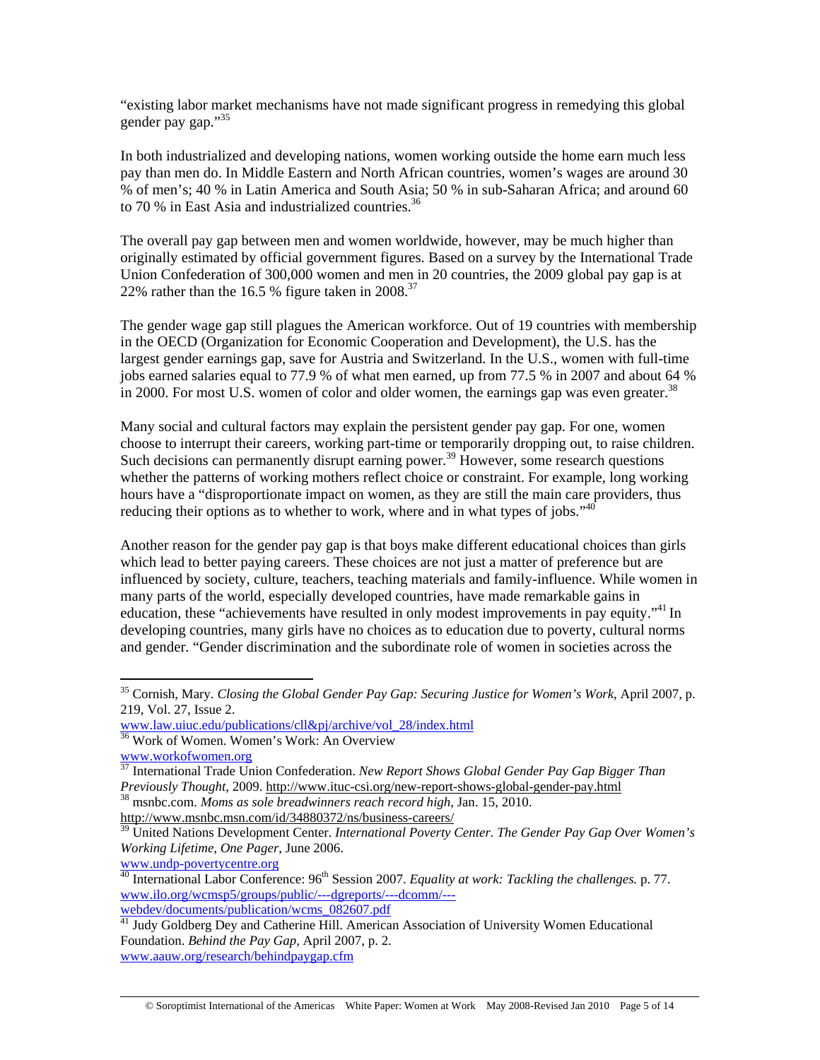"existing labor market mechanisms have not made significant progress in remedying this global gender pay gap."[35]

In both industrialized and developing nations, women working outside the home earn much less pay than men do. In Middle Eastern and North African countries, women's wages are around 30 % of men's; 40 % in Latin America and South Asia; 50 % in sub-Saharan Africa; and around 60 to 70 % in East Asia and industrialized countries.[36]

The overall pay gap between men and women worldwide, however, may be much higher than originally estimated by official government figures. Based on a survey by the International Trade Union Confederation of 300,000 women and men in 20 countries, the 2009 global pay gap is at 22% rather than the 16.5 % figure taken in 2008.[37]

The gender wage gap still plagues the American workforce. Out of 19 countries with membership in the OECD (Organization for Economic Cooperation and Development), the U.S. has the largest gender earnings gap, save for Austria and Switzerland. In the U.S., women with full-time jobs earned salaries equal to 77.9 % of what men earned, up from 77.5 % in 2007 and about 64 % in 2000. For most U.S. women of color and older women, the earnings gap was even greater.[38]

Many social and cultural factors may explain the persistent gender pay gap. For one, women choose to interrupt their careers, working part-time or temporarily dropping out, to raise children. Such decisions can permanently disrupt earning power.[39] However, some research questions whether the patterns of working mothers reflect choice or constraint. For example, long working hours have a "disproportionate impact on women, as they are still the main care providers, thus reducing their options as to whether to work, where and in what types of jobs."[40]

Another reason for the gender pay gap is that boys make different educational choices than girls which lead to better paying careers. These choices are not just a matter of preference but are influenced by society, culture, teachers, teaching materials and family-influence. While women in many parts of the world, especially developed countries, have made remarkable gains in education, these "achievements have resulted in only modest improvements in pay equity."[41] In developing countries, many girls have no choices as to education due to poverty, cultural norms and gender. "Gender discrimination and the subordinate role of women in societies across the

---

[35] Cornish, Mary. *Closing the Global Gender Pay Gap: Securing Justice for Women's Work*, April 2007, p. 219, Vol. 27, Issue 2.
www.law.uiuc.edu/publications/cll&pj/archive/vol_28/index.html

[36] Work of Women. Women's Work: An Overview
www.workofwomen.org

[37] International Trade Union Confederation. *New Report Shows Global Gender Pay Gap Bigger Than Previously Thought,* 2009. http://www.ituc-csi.org/new-report-shows-global-gender-pay.html

[38] msnbc.com. *Moms as sole breadwinners reach record high*, Jan. 15, 2010.
http://www.msnbc.msn.com/id/34880372/ns/business-careers/

[39] United Nations Development Center. *International Poverty Center. The Gender Pay Gap Over Women's Working Lifetime, One Pager*, June 2006.
www.undp-povertycentre.org

[40] International Labor Conference: 96th Session 2007. *Equality at work: Tackling the challenges.* p. 77.
www.ilo.org/wcmsp5/groups/public/---dgreports/---dcomm/---webdev/documents/publication/wcms_082607.pdf

[41] Judy Goldberg Dey and Catherine Hill. American Association of University Women Educational Foundation. *Behind the Pay Gap,* April 2007, p. 2.
www.aauw.org/research/behindpaygap.cfm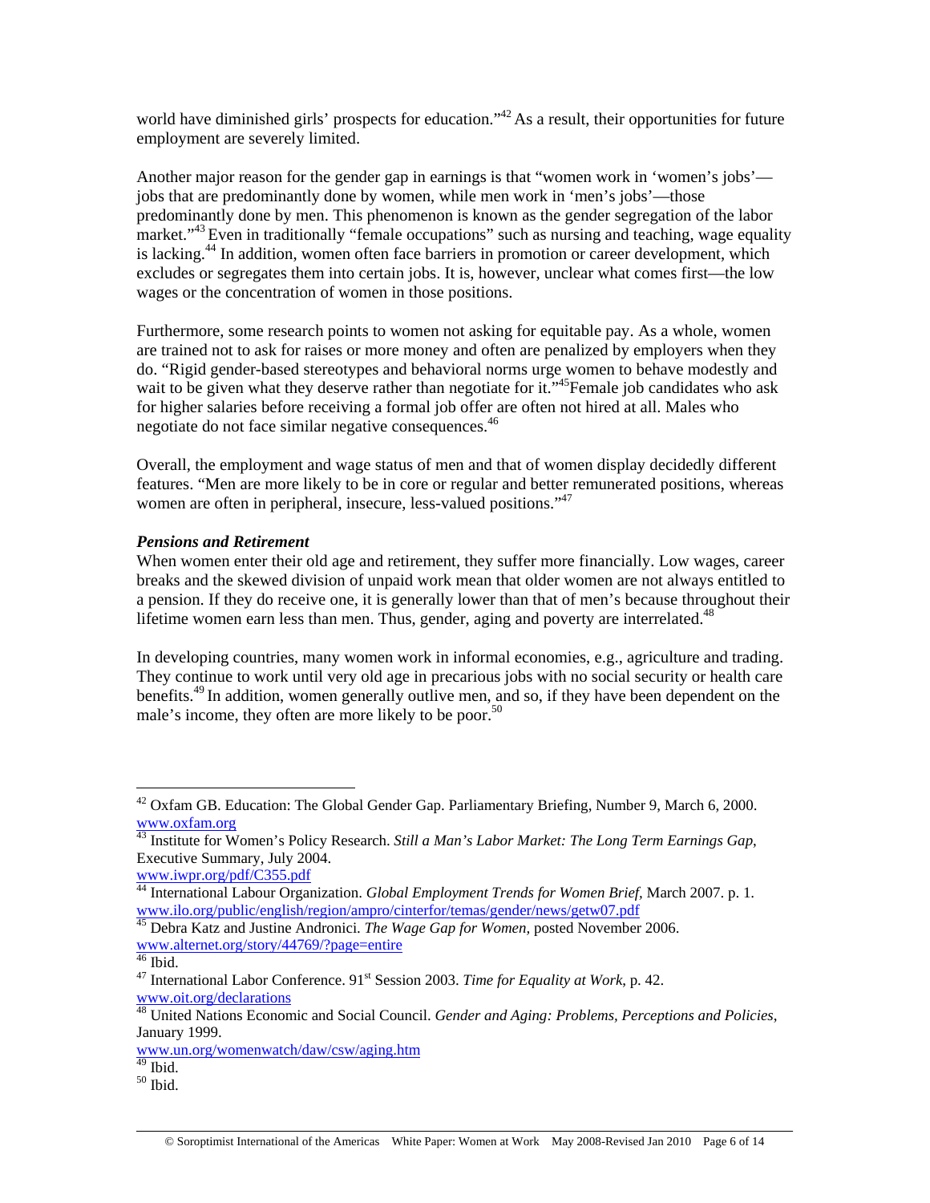world have diminished girls' prospects for education."[42] As a result, their opportunities for future employment are severely limited.

Another major reason for the gender gap in earnings is that "women work in 'women's jobs'—jobs that are predominantly done by women, while men work in 'men's jobs'—those predominantly done by men. This phenomenon is known as the gender segregation of the labor market."[43] Even in traditionally "female occupations" such as nursing and teaching, wage equality is lacking.[44] In addition, women often face barriers in promotion or career development, which excludes or segregates them into certain jobs. It is, however, unclear what comes first—the low wages or the concentration of women in those positions.

Furthermore, some research points to women not asking for equitable pay. As a whole, women are trained not to ask for raises or more money and often are penalized by employers when they do. "Rigid gender-based stereotypes and behavioral norms urge women to behave modestly and wait to be given what they deserve rather than negotiate for it."[45] Female job candidates who ask for higher salaries before receiving a formal job offer are often not hired at all. Males who negotiate do not face similar negative consequences.[46]

Overall, the employment and wage status of men and that of women display decidedly different features. "Men are more likely to be in core or regular and better remunerated positions, whereas women are often in peripheral, insecure, less-valued positions."[47]

***Pensions and Retirement***

When women enter their old age and retirement, they suffer more financially. Low wages, career breaks and the skewed division of unpaid work mean that older women are not always entitled to a pension. If they do receive one, it is generally lower than that of men's because throughout their lifetime women earn less than men. Thus, gender, aging and poverty are interrelated.[48]

In developing countries, many women work in informal economies, e.g., agriculture and trading. They continue to work until very old age in precarious jobs with no social security or health care benefits.[49] In addition, women generally outlive men, and so, if they have been dependent on the male's income, they often are more likely to be poor.[50]

---

[42] Oxfam GB. Education: The Global Gender Gap. Parliamentary Briefing, Number 9, March 6, 2000. www.oxfam.org

[43] Institute for Women's Policy Research. *Still a Man's Labor Market: The Long Term Earnings Gap*, Executive Summary, July 2004.
www.iwpr.org/pdf/C355.pdf

[44] International Labour Organization. *Global Employment Trends for Women Brief*, March 2007. p. 1. www.ilo.org/public/english/region/ampro/cinterfor/temas/gender/news/getw07.pdf

[45] Debra Katz and Justine Andronici. *The Wage Gap for Women*, posted November 2006. www.alternet.org/story/44769/?page=entire

[46] Ibid.

[47] International Labor Conference. 91st Session 2003. *Time for Equality at Work*, p. 42. www.oit.org/declarations

[48] United Nations Economic and Social Council. *Gender and Aging: Problems, Perceptions and Policies*, January 1999.
www.un.org/womenwatch/daw/csw/aging.htm

[49] Ibid.

[50] Ibid.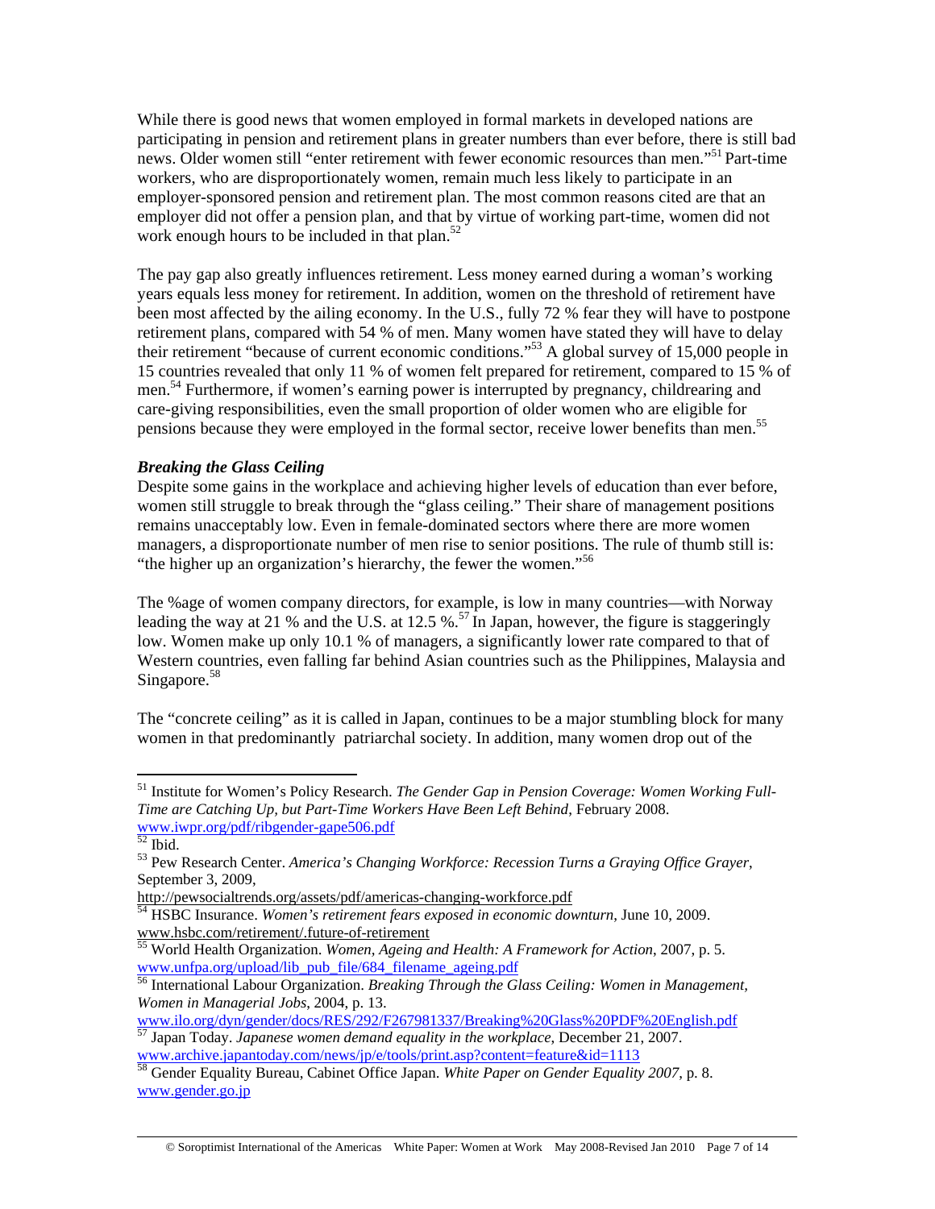While there is good news that women employed in formal markets in developed nations are participating in pension and retirement plans in greater numbers than ever before, there is still bad news. Older women still "enter retirement with fewer economic resources than men."[51] Part-time workers, who are disproportionately women, remain much less likely to participate in an employer-sponsored pension and retirement plan. The most common reasons cited are that an employer did not offer a pension plan, and that by virtue of working part-time, women did not work enough hours to be included in that plan.[52]

The pay gap also greatly influences retirement. Less money earned during a woman's working years equals less money for retirement. In addition, women on the threshold of retirement have been most affected by the ailing economy. In the U.S., fully 72 % fear they will have to postpone retirement plans, compared with 54 % of men. Many women have stated they will have to delay their retirement "because of current economic conditions."[53] A global survey of 15,000 people in 15 countries revealed that only 11 % of women felt prepared for retirement, compared to 15 % of men.[54] Furthermore, if women's earning power is interrupted by pregnancy, childrearing and care-giving responsibilities, even the small proportion of older women who are eligible for pensions because they were employed in the formal sector, receive lower benefits than men.[55]

***Breaking the Glass Ceiling***

Despite some gains in the workplace and achieving higher levels of education than ever before, women still struggle to break through the "glass ceiling." Their share of management positions remains unacceptably low. Even in female-dominated sectors where there are more women managers, a disproportionate number of men rise to senior positions. The rule of thumb still is: "the higher up an organization's hierarchy, the fewer the women."[56]

The %age of women company directors, for example, is low in many countries—with Norway leading the way at 21 % and the U.S. at 12.5 %.[57] In Japan, however, the figure is staggeringly low. Women make up only 10.1 % of managers, a significantly lower rate compared to that of Western countries, even falling far behind Asian countries such as the Philippines, Malaysia and Singapore.[58]

The "concrete ceiling" as it is called in Japan, continues to be a major stumbling block for many women in that predominantly patriarchal society. In addition, many women drop out of the

---

[51] Institute for Women's Policy Research. *The Gender Gap in Pension Coverage: Women Working Full-Time are Catching Up, but Part-Time Workers Have Been Left Behind*, February 2008. www.iwpr.org/pdf/ribgender-gape506.pdf

[52] Ibid.

[53] Pew Research Center. *America's Changing Workforce: Recession Turns a Graying Office Grayer*, September 3, 2009, http://pewsocialtrends.org/assets/pdf/americas-changing-workforce.pdf

[54] HSBC Insurance. *Women's retirement fears exposed in economic downturn*, June 10, 2009. www.hsbc.com/retirement/.future-of-retirement

[55] World Health Organization. *Women, Ageing and Health: A Framework for Action*, 2007, p. 5. www.unfpa.org/upload/lib_pub_file/684_filename_ageing.pdf

[56] International Labour Organization. *Breaking Through the Glass Ceiling: Women in Management, Women in Managerial Jobs*, 2004, p. 13. www.ilo.org/dyn/gender/docs/RES/292/F267981337/Breaking%20Glass%20PDF%20English.pdf

[57] Japan Today. *Japanese women demand equality in the workplace*, December 21, 2007. www.archive.japantoday.com/news/jp/e/tools/print.asp?content=feature&id=1113

[58] Gender Equality Bureau, Cabinet Office Japan. *White Paper on Gender Equality 2007*, p. 8. www.gender.go.jp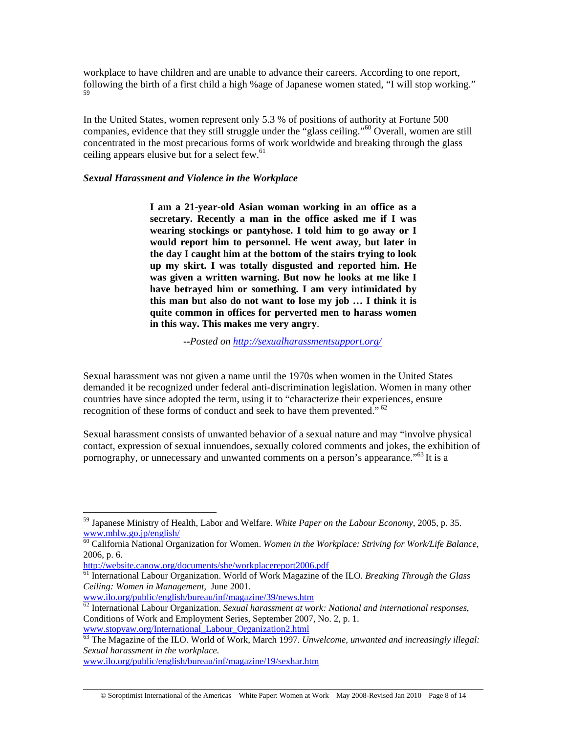workplace to have children and are unable to advance their careers. According to one report, following the birth of a first child a high %age of Japanese women stated, "I will stop working."[59]

In the United States, women represent only 5.3 % of positions of authority at Fortune 500 companies, evidence that they still struggle under the "glass ceiling."[60] Overall, women are still concentrated in the most precarious forms of work worldwide and breaking through the glass ceiling appears elusive but for a select few.[61]

***Sexual Harassment and Violence in the Workplace***

> **I am a 21-year-old Asian woman working in an office as a secretary. Recently a man in the office asked me if I was wearing stockings or pantyhose. I told him to go away or I would report him to personnel. He went away, but later in the day I caught him at the bottom of the stairs trying to look up my skirt. I was totally disgusted and reported him. He was given a written warning. But now he looks at me like I have betrayed him or something. I am very intimidated by this man but also do not want to lose my job … I think it is quite common in offices for perverted men to harass women in this way. This makes me very angry**.
>
> *--Posted on http://sexualharassmentsupport.org/*

Sexual harassment was not given a name until the 1970s when women in the United States demanded it be recognized under federal anti-discrimination legislation. Women in many other countries have since adopted the term, using it to "characterize their experiences, ensure recognition of these forms of conduct and seek to have them prevented." [62]

Sexual harassment consists of unwanted behavior of a sexual nature and may "involve physical contact, expression of sexual innuendoes, sexually colored comments and jokes, the exhibition of pornography, or unnecessary and unwanted comments on a person's appearance."[63] It is a

---

[59] Japanese Ministry of Health, Labor and Welfare. *White Paper on the Labour Economy*, 2005, p. 35. www.mhlw.go.jp/english/

[60] California National Organization for Women. *Women in the Workplace: Striving for Work/Life Balance*, 2006, p. 6. http://website.canow.org/documents/she/workplacereport2006.pdf

[61] International Labour Organization. World of Work Magazine of the ILO*. Breaking Through the Glass Ceiling: Women in Management,* June 2001. www.ilo.org/public/english/bureau/inf/magazine/39/news.htm

[62] International Labour Organization. *Sexual harassment at work: National and international responses*, Conditions of Work and Employment Series, September 2007, No. 2, p. 1. www.stopvaw.org/International_Labour_Organization2.html

[63] The Magazine of the ILO. World of Work, March 1997. *Unwelcome, unwanted and increasingly illegal: Sexual harassment in the workplace.* www.ilo.org/public/english/bureau/inf/magazine/19/sexhar.htm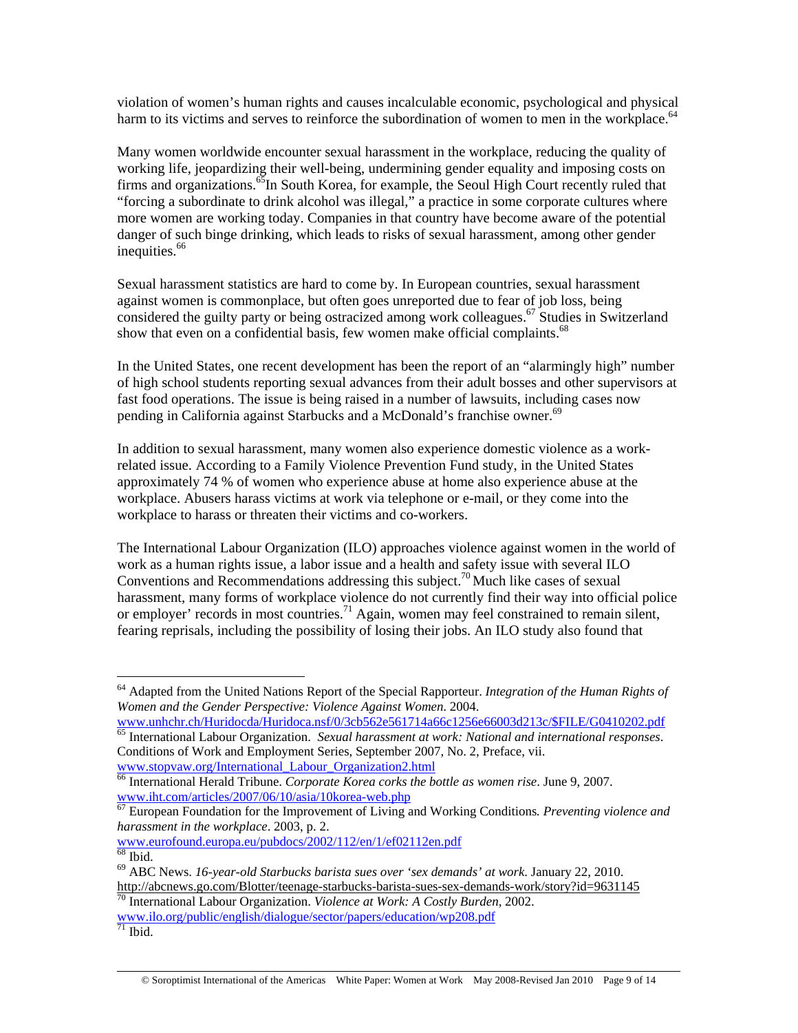violation of women's human rights and causes incalculable economic, psychological and physical harm to its victims and serves to reinforce the subordination of women to men in the workplace.[64]

Many women worldwide encounter sexual harassment in the workplace, reducing the quality of working life, jeopardizing their well-being, undermining gender equality and imposing costs on firms and organizations.[65] In South Korea, for example, the Seoul High Court recently ruled that "forcing a subordinate to drink alcohol was illegal," a practice in some corporate cultures where more women are working today. Companies in that country have become aware of the potential danger of such binge drinking, which leads to risks of sexual harassment, among other gender inequities.[66]

Sexual harassment statistics are hard to come by. In European countries, sexual harassment against women is commonplace, but often goes unreported due to fear of job loss, being considered the guilty party or being ostracized among work colleagues.[67] Studies in Switzerland show that even on a confidential basis, few women make official complaints.[68]

In the United States, one recent development has been the report of an "alarmingly high" number of high school students reporting sexual advances from their adult bosses and other supervisors at fast food operations. The issue is being raised in a number of lawsuits, including cases now pending in California against Starbucks and a McDonald's franchise owner.[69]

In addition to sexual harassment, many women also experience domestic violence as a work-related issue. According to a Family Violence Prevention Fund study, in the United States approximately 74 % of women who experience abuse at home also experience abuse at the workplace. Abusers harass victims at work via telephone or e-mail, or they come into the workplace to harass or threaten their victims and co-workers.

The International Labour Organization (ILO) approaches violence against women in the world of work as a human rights issue, a labor issue and a health and safety issue with several ILO Conventions and Recommendations addressing this subject.[70] Much like cases of sexual harassment, many forms of workplace violence do not currently find their way into official police or employer' records in most countries.[71] Again, women may feel constrained to remain silent, fearing reprisals, including the possibility of losing their jobs. An ILO study also found that

---

[64] Adapted from the United Nations Report of the Special Rapporteur. *Integration of the Human Rights of Women and the Gender Perspective: Violence Against Women.* 2004. www.unhchr.ch/Huridocda/Huridoca.nsf/0/3cb562e561714a66c1256e66003d213c/$FILE/G0410202.pdf

[65] International Labour Organization. *Sexual harassment at work: National and international responses*. Conditions of Work and Employment Series, September 2007, No. 2, Preface, vii. www.stopvaw.org/International_Labour_Organization2.html

[66] International Herald Tribune. *Corporate Korea corks the bottle as women rise*. June 9, 2007. www.iht.com/articles/2007/06/10/asia/10korea-web.php

[67] European Foundation for the Improvement of Living and Working Conditions*. Preventing violence and harassment in the workplace*. 2003, p. 2. www.eurofound.europa.eu/pubdocs/2002/112/en/1/ef02112en.pdf

[68] Ibid.

[69] ABC News. *16-year-old Starbucks barista sues over 'sex demands' at work*. January 22, 2010. http://abcnews.go.com/Blotter/teenage-starbucks-barista-sues-sex-demands-work/story?id=9631145

[70] International Labour Organization. *Violence at Work: A Costly Burden*, 2002. www.ilo.org/public/english/dialogue/sector/papers/education/wp208.pdf

[71] Ibid.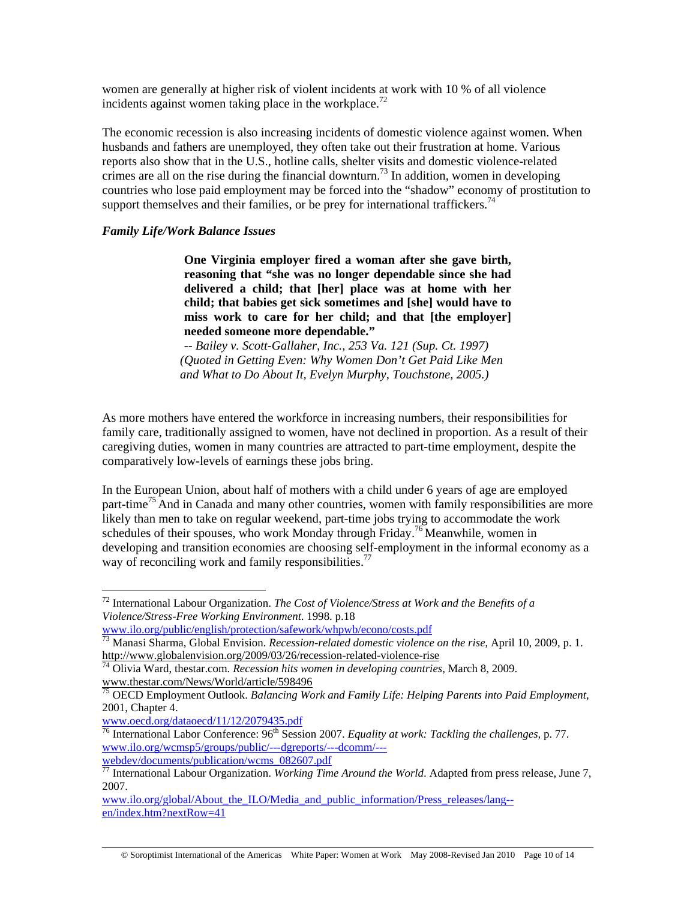women are generally at higher risk of violent incidents at work with 10 % of all violence incidents against women taking place in the workplace.[72]

The economic recession is also increasing incidents of domestic violence against women. When husbands and fathers are unemployed, they often take out their frustration at home. Various reports also show that in the U.S., hotline calls, shelter visits and domestic violence-related crimes are all on the rise during the financial downturn.[73] In addition, women in developing countries who lose paid employment may be forced into the "shadow" economy of prostitution to support themselves and their families, or be prey for international traffickers.[74]

### *Family Life/Work Balance Issues*

> **One Virginia employer fired a woman after she gave birth, reasoning that "she was no longer dependable since she had delivered a child; that [her] place was at home with her child; that babies get sick sometimes and [she] would have to miss work to care for her child; and that [the employer] needed someone more dependable."**
>
> *-- Bailey v. Scott-Gallaher, Inc., 253 Va. 121 (Sup. Ct. 1997) (Quoted in Getting Even: Why Women Don't Get Paid Like Men and What to Do About It, Evelyn Murphy, Touchstone, 2005.)*

As more mothers have entered the workforce in increasing numbers, their responsibilities for family care, traditionally assigned to women, have not declined in proportion. As a result of their caregiving duties, women in many countries are attracted to part-time employment, despite the comparatively low-levels of earnings these jobs bring.

In the European Union, about half of mothers with a child under 6 years of age are employed part-time[75] And in Canada and many other countries, women with family responsibilities are more likely than men to take on regular weekend, part-time jobs trying to accommodate the work schedules of their spouses, who work Monday through Friday.[76] Meanwhile, women in developing and transition economies are choosing self-employment in the informal economy as a way of reconciling work and family responsibilities.[77]

---

[72] International Labour Organization. *The Cost of Violence/Stress at Work and the Benefits of a Violence/Stress-Free Working Environment.* 1998. p.18 www.ilo.org/public/english/protection/safework/whpwb/econo/costs.pdf

[73] Manasi Sharma, Global Envision. *Recession-related domestic violence on the rise*, April 10, 2009, p. 1. http://www.globalenvision.org/2009/03/26/recession-related-violence-rise

[74] Olivia Ward, thestar.com. *Recession hits women in developing countries*, March 8, 2009. www.thestar.com/News/World/article/598496

[75] OECD Employment Outlook. *Balancing Work and Family Life: Helping Parents into Paid Employment*, 2001, Chapter 4. www.oecd.org/dataoecd/11/12/2079435.pdf

[76] International Labor Conference: 96th Session 2007. *Equality at work: Tackling the challenges,* p. 77. www.ilo.org/wcmsp5/groups/public/---dgreports/---dcomm/---webdev/documents/publication/wcms_082607.pdf

[77] International Labour Organization. *Working Time Around the World*. Adapted from press release, June 7, 2007. www.ilo.org/global/About_the_ILO/Media_and_public_information/Press_releases/lang--en/index.htm?nextRow=41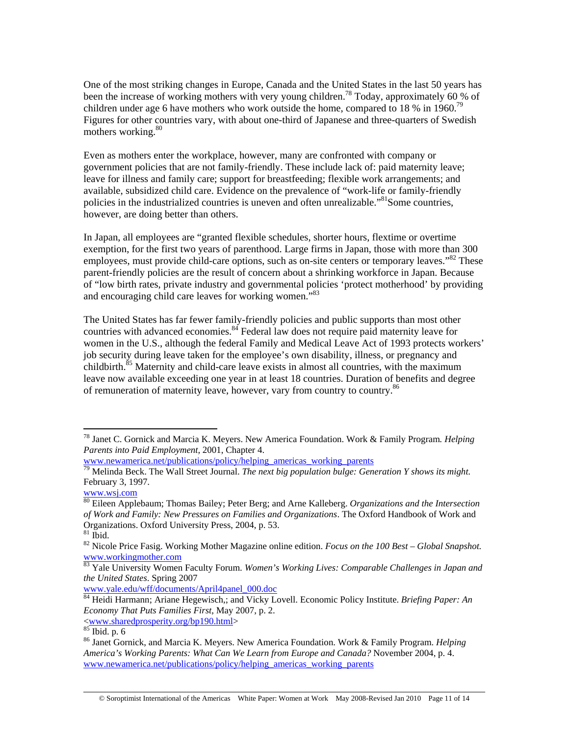One of the most striking changes in Europe, Canada and the United States in the last 50 years has been the increase of working mothers with very young children.[78] Today, approximately 60 % of children under age 6 have mothers who work outside the home, compared to 18 % in 1960.[79] Figures for other countries vary, with about one-third of Japanese and three-quarters of Swedish mothers working.[80]

Even as mothers enter the workplace, however, many are confronted with company or government policies that are not family-friendly. These include lack of: paid maternity leave; leave for illness and family care; support for breastfeeding; flexible work arrangements; and available, subsidized child care. Evidence on the prevalence of "work-life or family-friendly policies in the industrialized countries is uneven and often unrealizable."[81]Some countries, however, are doing better than others.

In Japan, all employees are "granted flexible schedules, shorter hours, flextime or overtime exemption, for the first two years of parenthood. Large firms in Japan, those with more than 300 employees, must provide child-care options, such as on-site centers or temporary leaves."[82] These parent-friendly policies are the result of concern about a shrinking workforce in Japan. Because of "low birth rates, private industry and governmental policies 'protect motherhood' by providing and encouraging child care leaves for working women."[83]

The United States has far fewer family-friendly policies and public supports than most other countries with advanced economies.[84] Federal law does not require paid maternity leave for women in the U.S., although the federal Family and Medical Leave Act of 1993 protects workers' job security during leave taken for the employee's own disability, illness, or pregnancy and childbirth.[85] Maternity and child-care leave exists in almost all countries, with the maximum leave now available exceeding one year in at least 18 countries. Duration of benefits and degree of remuneration of maternity leave, however, vary from country to country.[86]

---

[78] Janet C. Gornick and Marcia K. Meyers. New America Foundation. Work & Family Program. *Helping Parents into Paid Employment*, 2001, Chapter 4. www.newamerica.net/publications/policy/helping_americas_working_parents

[79] Melinda Beck. The Wall Street Journal. *The next big population bulge: Generation Y shows its might.* February 3, 1997. www.wsj.com

[80] Eileen Applebaum; Thomas Bailey; Peter Berg; and Arne Kalleberg. *Organizations and the Intersection of Work and Family: New Pressures on Families and Organizations*. The Oxford Handbook of Work and Organizations. Oxford University Press, 2004, p. 53.

[81] Ibid.

[82] Nicole Price Fasig. Working Mother Magazine online edition. *Focus on the 100 Best – Global Snapshot.* www.workingmother.com

[83] Yale University Women Faculty Forum. *Women's Working Lives: Comparable Challenges in Japan and the United States*. Spring 2007 www.yale.edu/wff/documents/April4panel_000.doc

[84] Heidi Harmann; Ariane Hegewisch,; and Vicky Lovell. Economic Policy Institute. *Briefing Paper: An Economy That Puts Families First*, May 2007, p. 2. <www.sharedprosperity.org/bp190.html>

[85] Ibid. p. 6

[86] Janet Gornick, and Marcia K. Meyers. New America Foundation. Work & Family Program. *Helping America's Working Parents: What Can We Learn from Europe and Canada?* November 2004, p. 4. www.newamerica.net/publications/policy/helping_americas_working_parents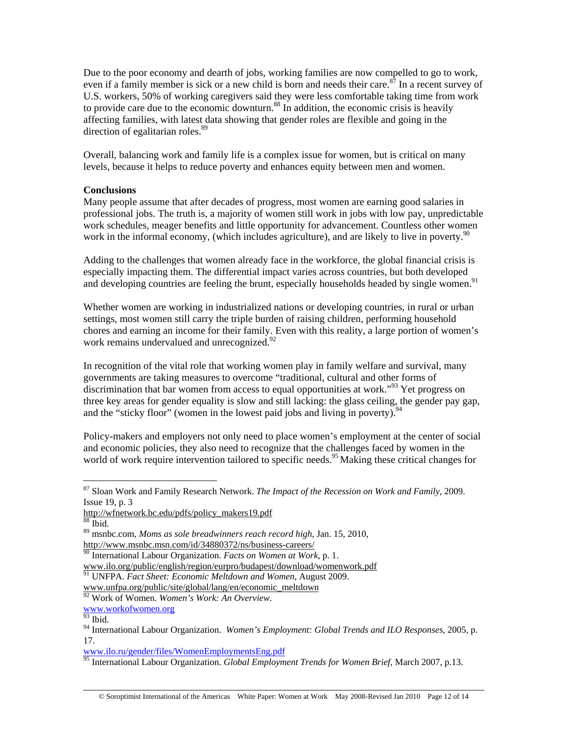Due to the poor economy and dearth of jobs, working families are now compelled to go to work, even if a family member is sick or a new child is born and needs their care.[87] In a recent survey of U.S. workers, 50% of working caregivers said they were less comfortable taking time from work to provide care due to the economic downturn.[88] In addition, the economic crisis is heavily affecting families, with latest data showing that gender roles are flexible and going in the direction of egalitarian roles.[89]

Overall, balancing work and family life is a complex issue for women, but is critical on many levels, because it helps to reduce poverty and enhances equity between men and women.

**Conclusions**

Many people assume that after decades of progress, most women are earning good salaries in professional jobs. The truth is, a majority of women still work in jobs with low pay, unpredictable work schedules, meager benefits and little opportunity for advancement. Countless other women work in the informal economy, (which includes agriculture), and are likely to live in poverty.[90]

Adding to the challenges that women already face in the workforce, the global financial crisis is especially impacting them. The differential impact varies across countries, but both developed and developing countries are feeling the brunt, especially households headed by single women.[91]

Whether women are working in industrialized nations or developing countries, in rural or urban settings, most women still carry the triple burden of raising children, performing household chores and earning an income for their family. Even with this reality, a large portion of women's work remains undervalued and unrecognized.[92]

In recognition of the vital role that working women play in family welfare and survival, many governments are taking measures to overcome "traditional, cultural and other forms of discrimination that bar women from access to equal opportunities at work."[93] Yet progress on three key areas for gender equality is slow and still lacking: the glass ceiling, the gender pay gap, and the "sticky floor" (women in the lowest paid jobs and living in poverty).[94]

Policy-makers and employers not only need to place women's employment at the center of social and economic policies, they also need to recognize that the challenges faced by women in the world of work require intervention tailored to specific needs.[95] Making these critical changes for

---

[87] Sloan Work and Family Research Network. *The Impact of the Recession on Work and Family*, 2009. Issue 19, p. 3
http://wfnetwork.bc.edu/pdfs/policy_makers19.pdf

[88] Ibid.

[89] msnbc.com, *Moms as sole breadwinners reach record high*, Jan. 15, 2010,
http://www.msnbc.msn.com/id/34880372/ns/business-careers/

[90] International Labour Organization. *Facts on Women at Work*, p. 1.
www.ilo.org/public/english/region/eurpro/budapest/download/womenwork.pdf

[91] UNFPA. *Fact Sheet: Economic Meltdown and Women,* August 2009.
www.unfpa.org/public/site/global/lang/en/economic_meltdown

[92] Work of Women. *Women's Work: An Overview*.
www.workofwomen.org

[93] Ibid.

[94] International Labour Organization. *Women's Employment: Global Trends and ILO Responses*, 2005, p. 17.
www.ilo.ru/gender/files/WomenEmploymentsEng.pdf

[95] International Labour Organization. *Global Employment Trends for Women Brief*, March 2007, p.13.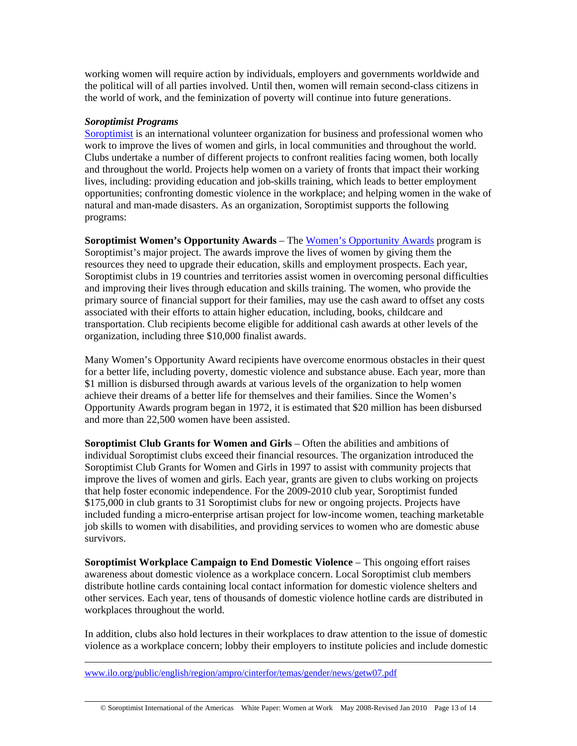working women will require action by individuals, employers and governments worldwide and the political will of all parties involved. Until then, women will remain second-class citizens in the world of work, and the feminization of poverty will continue into future generations.

***Soroptimist Programs***

Soroptimist is an international volunteer organization for business and professional women who work to improve the lives of women and girls, in local communities and throughout the world. Clubs undertake a number of different projects to confront realities facing women, both locally and throughout the world. Projects help women on a variety of fronts that impact their working lives, including: providing education and job-skills training, which leads to better employment opportunities; confronting domestic violence in the workplace; and helping women in the wake of natural and man-made disasters. As an organization, Soroptimist supports the following programs:

**Soroptimist Women's Opportunity Awards** – The Women's Opportunity Awards program is Soroptimist's major project. The awards improve the lives of women by giving them the resources they need to upgrade their education, skills and employment prospects. Each year, Soroptimist clubs in 19 countries and territories assist women in overcoming personal difficulties and improving their lives through education and skills training. The women, who provide the primary source of financial support for their families, may use the cash award to offset any costs associated with their efforts to attain higher education, including, books, childcare and transportation. Club recipients become eligible for additional cash awards at other levels of the organization, including three $10,000 finalist awards.

Many Women's Opportunity Award recipients have overcome enormous obstacles in their quest for a better life, including poverty, domestic violence and substance abuse. Each year, more than $1 million is disbursed through awards at various levels of the organization to help women achieve their dreams of a better life for themselves and their families. Since the Women's Opportunity Awards program began in 1972, it is estimated that $20 million has been disbursed and more than 22,500 women have been assisted.

**Soroptimist Club Grants for Women and Girls** – Often the abilities and ambitions of individual Soroptimist clubs exceed their financial resources. The organization introduced the Soroptimist Club Grants for Women and Girls in 1997 to assist with community projects that improve the lives of women and girls. Each year, grants are given to clubs working on projects that help foster economic independence. For the 2009-2010 club year, Soroptimist funded $175,000 in club grants to 31 Soroptimist clubs for new or ongoing projects. Projects have included funding a micro-enterprise artisan project for low-income women, teaching marketable job skills to women with disabilities, and providing services to women who are domestic abuse survivors.

**Soroptimist Workplace Campaign to End Domestic Violence** – This ongoing effort raises awareness about domestic violence as a workplace concern. Local Soroptimist club members distribute hotline cards containing local contact information for domestic violence shelters and other services. Each year, tens of thousands of domestic violence hotline cards are distributed in workplaces throughout the world.

In addition, clubs also hold lectures in their workplaces to draw attention to the issue of domestic violence as a workplace concern; lobby their employers to institute policies and include domestic

---

www.ilo.org/public/english/region/ampro/cinterfor/temas/gender/news/getw07.pdf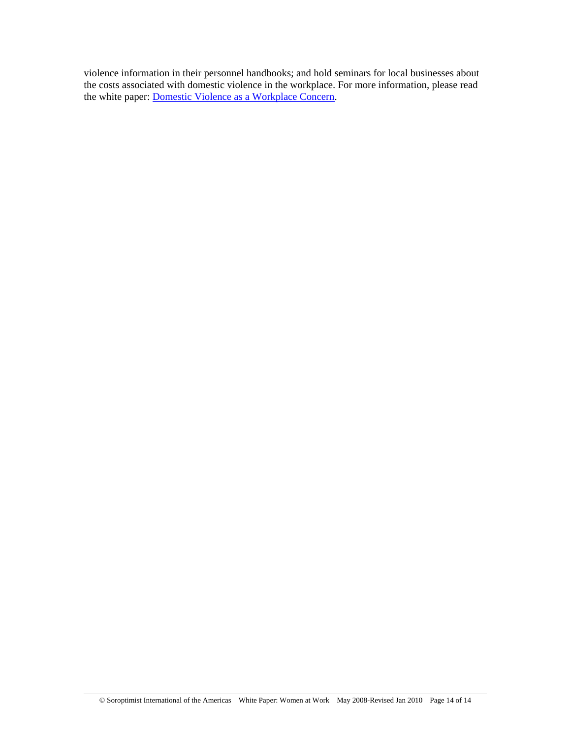violence information in their personnel handbooks; and hold seminars for local businesses about the costs associated with domestic violence in the workplace. For more information, please read the white paper: Domestic Violence as a Workplace Concern.